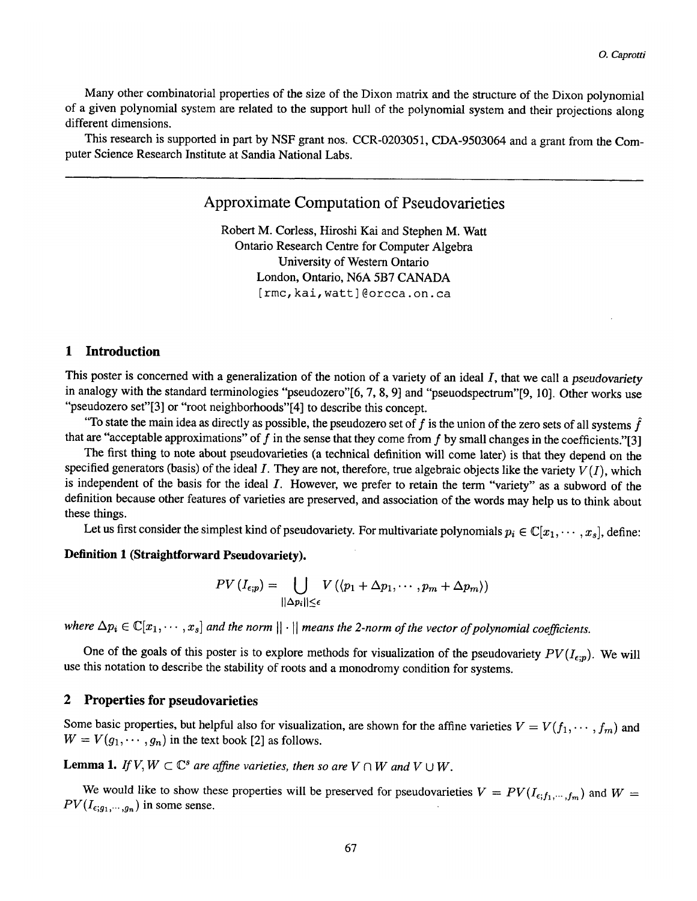Many other combinatorial properties of the size of the Dixon matrix and the structure of the Dixon polynomial of a given polynomial system are related to the support hull of the polynomial system and their projections along different dimensions.

This research is supported in part by NSF grant nos. CCR-0203051, CDA-9503064 and a grant from the Computer Science Research Institute at Sandia National Labs.

---

# Approximate Computation of Pseudovarieties

Robert M. Corless, Hiroshi Kai and Stephen M. Watt
Ontario Research Centre for Computer Algebra
University of Western Ontario
London, Ontario, N6A 5B7 CANADA
[rmc,kai,watt]@orcca.on.ca

## 1 Introduction

This poster is concerned with a generalization of the notion of a variety of an ideal $I$, that we call a *pseudovariety* in analogy with the standard terminologies "pseudozero"[6, 7, 8, 9] and "pseuodspectrum"[9, 10]. Other works use "pseudozero set"[3] or "root neighborhoods"[4] to describe this concept.

"To state the main idea as directly as possible, the pseudozero set of $f$ is the union of the zero sets of all systems $\hat{f}$ that are "acceptable approximations" of $f$ in the sense that they come from $f$ by small changes in the coefficients."[3]

The first thing to note about pseudovarieties (a technical definition will come later) is that they depend on the specified generators (basis) of the ideal $I$. They are not, therefore, true algebraic objects like the variety $V(I)$, which is independent of the basis for the ideal $I$. However, we prefer to retain the term "variety" as a subword of the definition because other features of varieties are preserved, and association of the words may help us to think about these things.

Let us first consider the simplest kind of pseudovariety. For multivariate polynomials $p_i \in \mathbb{C}[x_1, \cdots, x_s]$, define:

**Definition 1 (Straightforward Pseudovariety).**

$$PV(I_{\epsilon;p}) = \bigcup_{\|\Delta p_i\| \leq \epsilon} V(\langle p_1 + \Delta p_1, \cdots, p_m + \Delta p_m \rangle)$$

*where $\Delta p_i \in \mathbb{C}[x_1, \cdots, x_s]$ and the norm $\|\cdot\|$ means the 2-norm of the vector of polynomial coefficients.*

One of the goals of this poster is to explore methods for visualization of the pseudovariety $PV(I_{\epsilon;p})$. We will use this notation to describe the stability of roots and a monodromy condition for systems.

## 2 Properties for pseudovarieties

Some basic properties, but helpful also for visualization, are shown for the affine varieties $V = V(f_1, \cdots, f_m)$ and $W = V(g_1, \cdots, g_n)$ in the text book [2] as follows.

**Lemma 1.** *If $V, W \subset \mathbb{C}^s$ are affine varieties, then so are $V \cap W$ and $V \cup W$.*

We would like to show these properties will be preserved for pseudovarieties $V = PV(I_{\epsilon;f_1,\cdots,f_m})$ and $W = PV(I_{\epsilon;g_1,\cdots,g_n})$ in some sense.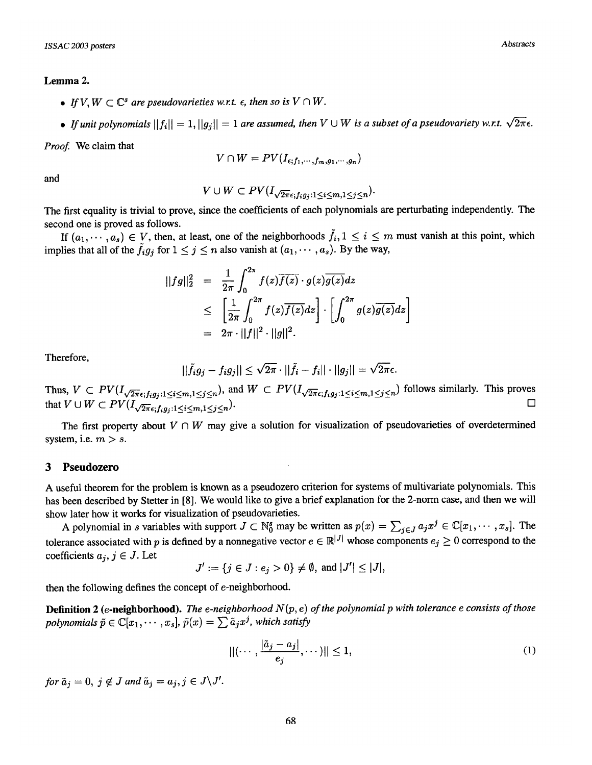**Lemma 2.**

- *If $V, W \subset \mathbb{C}^s$ are pseudovarieties w.r.t. $\epsilon$, then so is $V \cap W$.*
- *If unit polynomials $||f_i|| = 1, ||g_j|| = 1$ are assumed, then $V \cup W$ is a subset of a pseudovariety w.r.t. $\sqrt{2\pi}\epsilon$.*

*Proof.* We claim that

$$V \cap W = PV(I_{\epsilon; f_1, \cdots, f_m, g_1, \cdots, g_n})$$

and

$$V \cup W \subset PV(I_{\sqrt{2\pi}\epsilon; f_i g_j : 1 \le i \le m, 1 \le j \le n}).$$

The first equality is trivial to prove, since the coefficients of each polynomials are perturbating independently. The second one is proved as follows.

If $(a_1, \cdots, a_s) \in V$, then, at least, one of the neighborhoods $\tilde{f}_i, 1 \le i \le m$ must vanish at this point, which implies that all of the $\tilde{f}_i g_j$ for $1 \le j \le n$ also vanish at $(a_1, \cdots, a_s)$. By the way,

$$\begin{aligned}
||fg||_2^2 &= \frac{1}{2\pi} \int_0^{2\pi} f(z)\overline{f(z)} \cdot g(z)\overline{g(z)} dz \\
&\le \left[ \frac{1}{2\pi} \int_0^{2\pi} f(z)\overline{f(z)} dz \right] \cdot \left[ \int_0^{2\pi} g(z)\overline{g(z)} dz \right] \\
&= 2\pi \cdot ||f||^2 \cdot ||g||^2.
\end{aligned}$$

Therefore,

$$||\tilde{f}_i g_j - f_i g_j|| \le \sqrt{2\pi} \cdot ||\tilde{f}_i - f_i|| \cdot ||g_j|| = \sqrt{2\pi}\epsilon.$$

Thus, $V \subset PV(I_{\sqrt{2\pi}\epsilon; f_i g_j : 1 \le i \le m, 1 \le j \le n})$, and $W \subset PV(I_{\sqrt{2\pi}\epsilon; f_i g_j : 1 \le i \le m, 1 \le j \le n})$ follows similarly. This proves that $V \cup W \subset PV(I_{\sqrt{2\pi}\epsilon; f_i g_j : 1 \le i \le m, 1 \le j \le n})$. □

The first property about $V \cap W$ may give a solution for visualization of pseudovarieties of overdetermined system, i.e. $m > s$.

## 3 Pseudozero

A useful theorem for the problem is known as a pseudozero criterion for systems of multivariate polynomials. This has been described by Stetter in [8]. We would like to give a brief explanation for the 2-norm case, and then we will show later how it works for visualization of pseudovarieties.

A polynomial in $s$ variables with support $J \subset \mathbb{N}_0^s$ may be written as $p(x) = \sum_{j \in J} a_j x^j \in \mathbb{C}[x_1, \cdots, x_s]$. The tolerance associated with $p$ is defined by a nonnegative vector $e \in \mathbb{R}^{|J|}$ whose components $e_j \ge 0$ correspond to the coefficients $a_j, j \in J$. Let

$$J' := \{j \in J : e_j > 0\} \ne \emptyset, \text{ and } |J'| \le |J|,$$

then the following defines the concept of $e$-neighborhood.

**Definition 2 ($e$-neighborhood).** *The $e$-neighborhood $N(p, e)$ of the polynomial $p$ with tolerance $e$ consists of those polynomials $\tilde{p} \in \mathbb{C}[x_1, \cdots, x_s]$, $\tilde{p}(x) = \sum \tilde{a}_j x^j$, which satisfy*

$$||(\cdots, \frac{|\tilde{a}_j - a_j|}{e_j}, \cdots)|| \le 1, \tag{1}$$

*for $\tilde{a}_j = 0,\ j \notin J$ and $\tilde{a}_j = a_j, j \in J \backslash J'$.*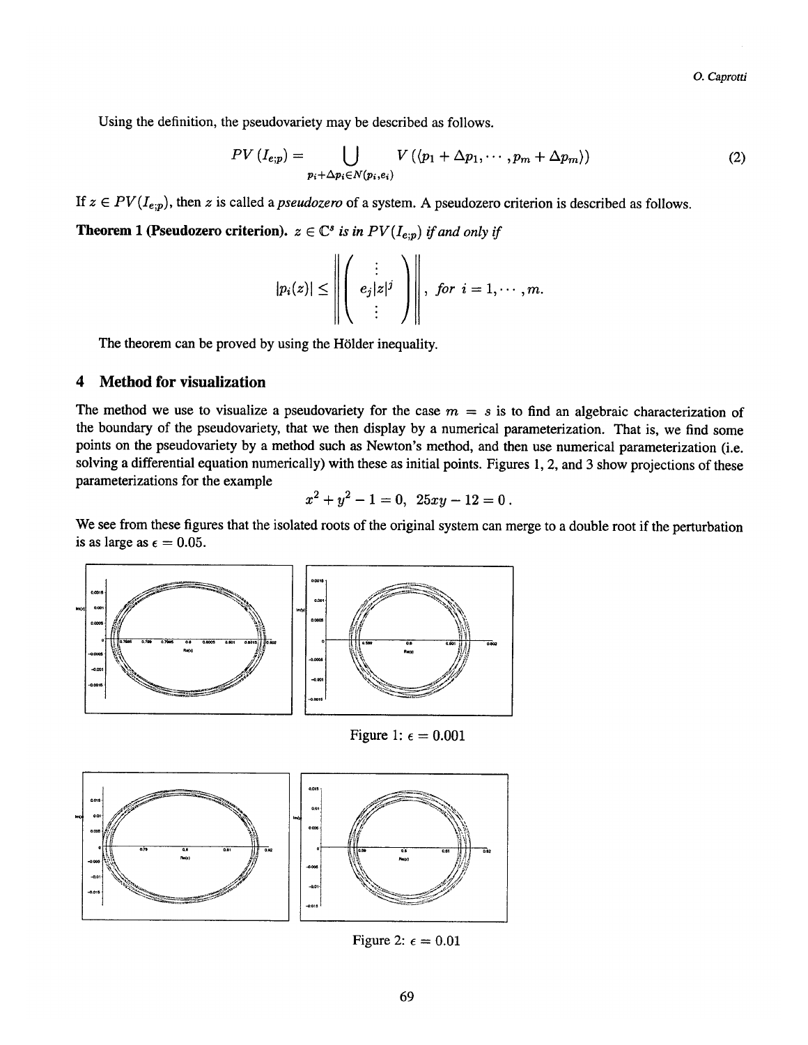Using the definition, the pseudovariety may be described as follows.

$$PV\left(I_{e;p}\right) = \bigcup_{p_i + \Delta p_i \in N(p_i, e_i)} V\left(\langle p_1 + \Delta p_1, \cdots, p_m + \Delta p_m \rangle\right) \tag{2}$$

If $z \in PV(I_{e;p})$, then $z$ is called a *pseudozero* of a system. A pseudozero criterion is described as follows.

**Theorem 1 (Pseudozero criterion).** *$z \in \mathbb{C}^s$ is in $PV(I_{e;p})$ if and only if*

$$|p_i(z)| \leq \left\| \begin{pmatrix} \vdots \\ e_j |z|^j \\ \vdots \end{pmatrix} \right\|, \quad \textit{for } i = 1, \cdots, m.$$

The theorem can be proved by using the Hölder inequality.

## 4 Method for visualization

The method we use to visualize a pseudovariety for the case $m = s$ is to find an algebraic characterization of the boundary of the pseudovariety, that we then display by a numerical parameterization. That is, we find some points on the pseudovariety by a method such as Newton's method, and then use numerical parameterization (i.e. solving a differential equation numerically) with these as initial points. Figures 1, 2, and 3 show projections of these parameterizations for the example

$$x^2 + y^2 - 1 = 0, \; 25xy - 12 = 0\,.$$

We see from these figures that the isolated roots of the original system can merge to a double root if the perturbation is as large as $\epsilon = 0.05$.

Figure 1: $\epsilon = 0.001$

Figure 2: $\epsilon = 0.01$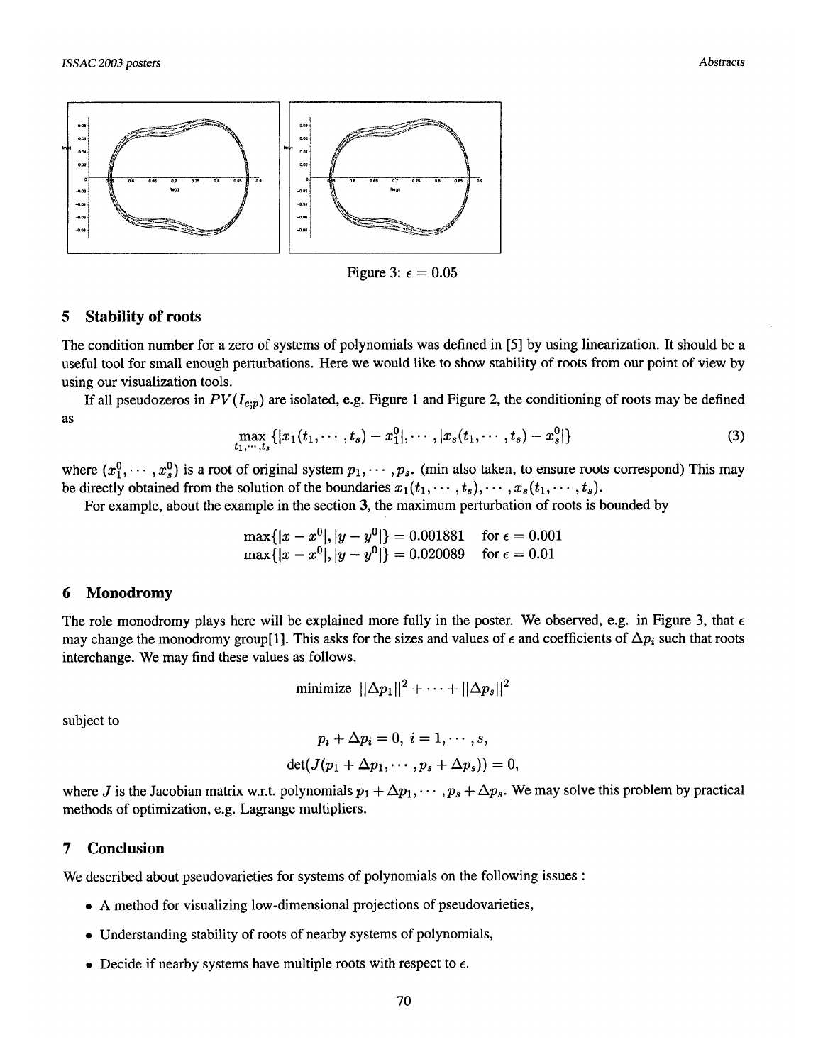Figure 3: $\epsilon = 0.05$

## 5 Stability of roots

The condition number for a zero of systems of polynomials was defined in [5] by using linearization. It should be a useful tool for small enough perturbations. Here we would like to show stability of roots from our point of view by using our visualization tools.

If all pseudozeros in $PV(I_{\epsilon;p})$ are isolated, e.g. Figure 1 and Figure 2, the conditioning of roots may be defined as

$$\max_{t_1,\cdots,t_s} \{|x_1(t_1,\cdots,t_s) - x_1^0|, \cdots, |x_s(t_1,\cdots,t_s) - x_s^0|\} \tag{3}$$

where $(x_1^0, \cdots, x_s^0)$ is a root of original system $p_1, \cdots, p_s$. (min also taken, to ensure roots correspond) This may be directly obtained from the solution of the boundaries $x_1(t_1, \cdots, t_s), \cdots, x_s(t_1, \cdots, t_s)$.

For example, about the example in the section **3**, the maximum perturbation of roots is bounded by

$$\max\{|x - x^0|, |y - y^0|\} = 0.001881 \quad \text{for } \epsilon = 0.001$$
$$\max\{|x - x^0|, |y - y^0|\} = 0.020089 \quad \text{for } \epsilon = 0.01$$

## 6 Monodromy

The role monodromy plays here will be explained more fully in the poster. We observed, e.g. in Figure 3, that $\epsilon$ may change the monodromy group[1]. This asks for the sizes and values of $\epsilon$ and coefficients of $\Delta p_i$ such that roots interchange. We may find these values as follows.

$$\text{minimize } \; ||\Delta p_1||^2 + \cdots + ||\Delta p_s||^2$$

subject to

$$p_i + \Delta p_i = 0, \; i = 1, \cdots, s,$$
$$\det(J(p_1 + \Delta p_1, \cdots, p_s + \Delta p_s)) = 0,$$

where $J$ is the Jacobian matrix w.r.t. polynomials $p_1 + \Delta p_1, \cdots, p_s + \Delta p_s$. We may solve this problem by practical methods of optimization, e.g. Lagrange multipliers.

## 7 Conclusion

We described about pseudovarieties for systems of polynomials on the following issues :

- A method for visualizing low-dimensional projections of pseudovarieties,
- Understanding stability of roots of nearby systems of polynomials,
- Decide if nearby systems have multiple roots with respect to $\epsilon$.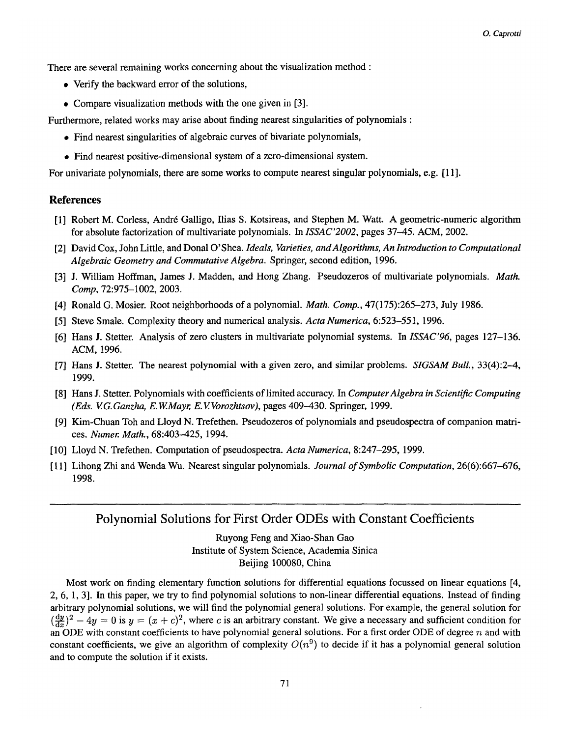There are several remaining works concerning about the visualization method :

- Verify the backward error of the solutions,
- Compare visualization methods with the one given in [3].

Furthermore, related works may arise about finding nearest singularities of polynomials :

- Find nearest singularities of algebraic curves of bivariate polynomials,
- Find nearest positive-dimensional system of a zero-dimensional system.

For univariate polynomials, there are some works to compute nearest singular polynomials, e.g. [11].

## References

[1] Robert M. Corless, André Galligo, Ilias S. Kotsireas, and Stephen M. Watt. A geometric-numeric algorithm for absolute factorization of multivariate polynomials. In *ISSAC'2002*, pages 37–45. ACM, 2002.

[2] David Cox, John Little, and Donal O'Shea. *Ideals, Varieties, and Algorithms, An Introduction to Computational Algebraic Geometry and Commutative Algebra.* Springer, second edition, 1996.

[3] J. William Hoffman, James J. Madden, and Hong Zhang. Pseudozeros of multivariate polynomials. *Math. Comp*, 72:975–1002, 2003.

[4] Ronald G. Mosier. Root neighborhoods of a polynomial. *Math. Comp.*, 47(175):265–273, July 1986.

[5] Steve Smale. Complexity theory and numerical analysis. *Acta Numerica*, 6:523–551, 1996.

[6] Hans J. Stetter. Analysis of zero clusters in multivariate polynomial systems. In *ISSAC'96*, pages 127–136. ACM, 1996.

[7] Hans J. Stetter. The nearest polynomial with a given zero, and similar problems. *SIGSAM Bull.*, 33(4):2–4, 1999.

[8] Hans J. Stetter. Polynomials with coefficients of limited accuracy. In *Computer Algebra in Scientific Computing (Eds. V.G.Ganzha, E.W.Mayr, E.V.Vorozhtsov)*, pages 409–430. Springer, 1999.

[9] Kim-Chuan Toh and Lloyd N. Trefethen. Pseudozeros of polynomials and pseudospectra of companion matrices. *Numer. Math.*, 68:403–425, 1994.

[10] Lloyd N. Trefethen. Computation of pseudospectra. *Acta Numerica*, 8:247–295, 1999.

[11] Lihong Zhi and Wenda Wu. Nearest singular polynomials. *Journal of Symbolic Computation*, 26(6):667–676, 1998.

---

# Polynomial Solutions for First Order ODEs with Constant Coefficients

Ruyong Feng and Xiao-Shan Gao
Institute of System Science, Academia Sinica
Beijing 100080, China

Most work on finding elementary function solutions for differential equations focussed on linear equations [4, 2, 6, 1, 3]. In this paper, we try to find polynomial solutions to non-linear differential equations. Instead of finding arbitrary polynomial solutions, we will find the polynomial general solutions. For example, the general solution for $(\frac{dy}{dx})^2 - 4y = 0$ is $y = (x + c)^2$, where $c$ is an arbitrary constant. We give a necessary and sufficient condition for an ODE with constant coefficients to have polynomial general solutions. For a first order ODE of degree $n$ and with constant coefficients, we give an algorithm of complexity $O(n^9)$ to decide if it has a polynomial general solution and to compute the solution if it exists.